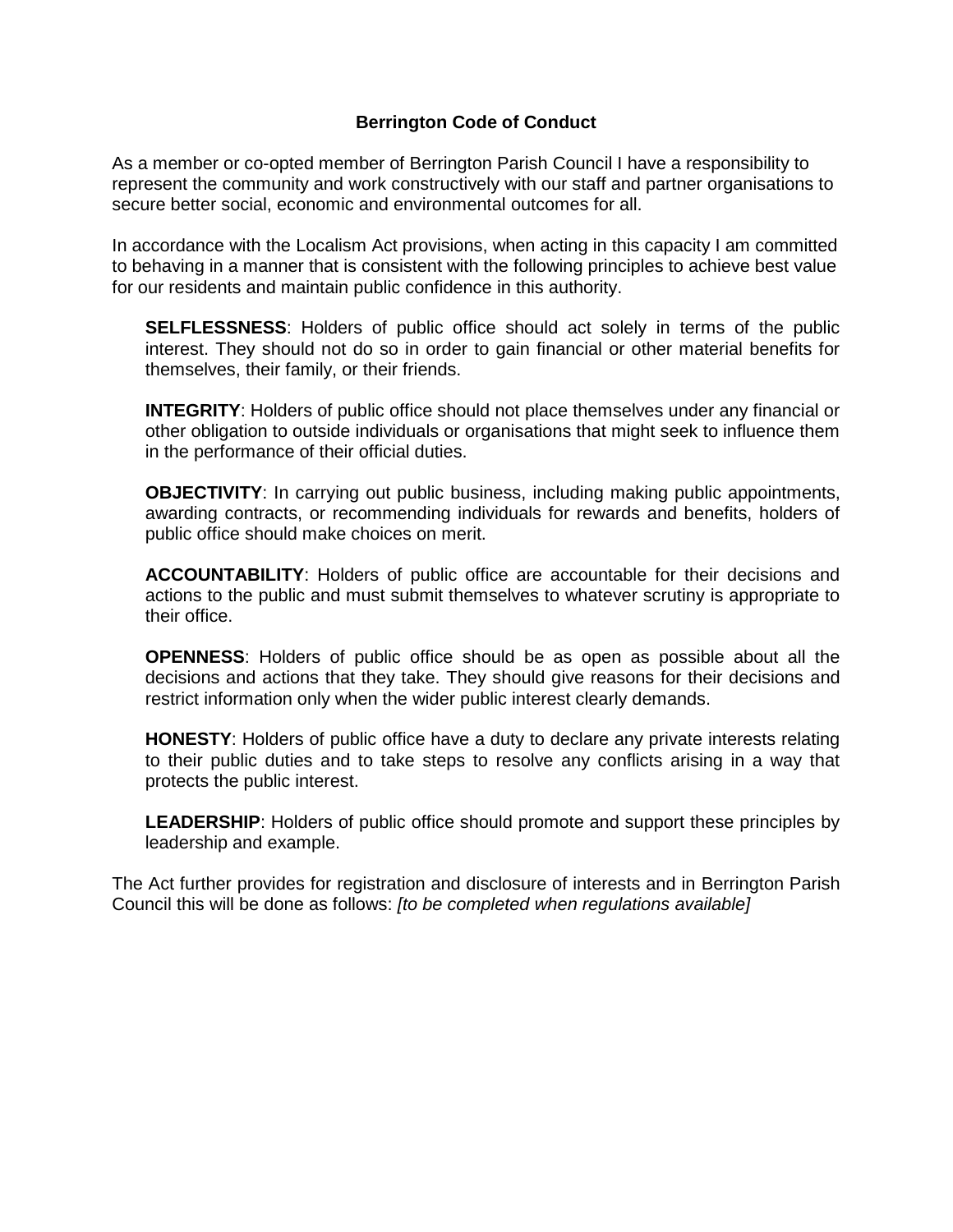# Berrington Code of Conduct

As a member or co-opted member of Berrington Parish Council I have a responsibility to represent the community and work constructively with our staff and partner organisations to secure better social, economic and environmental outcomes for all.

In accordance with the Localism Act provisions, when acting in this capacity I am committed to behaving in a manner that is consistent with the following principles to achieve best value for our residents and maintain public confidence in this authority.

**SELFLESSNESS**: Holders of public office should act solely in terms of the public interest. They should not do so in order to gain financial or other material benefits for themselves, their family, or their friends.

**INTEGRITY**: Holders of public office should not place themselves under any financial or other obligation to outside individuals or organisations that might seek to influence them in the performance of their official duties.

**OBJECTIVITY**: In carrying out public business, including making public appointments, awarding contracts, or recommending individuals for rewards and benefits, holders of public office should make choices on merit.

**ACCOUNTABILITY**: Holders of public office are accountable for their decisions and actions to the public and must submit themselves to whatever scrutiny is appropriate to their office.

**OPENNESS**: Holders of public office should be as open as possible about all the decisions and actions that they take. They should give reasons for their decisions and restrict information only when the wider public interest clearly demands.

**HONESTY**: Holders of public office have a duty to declare any private interests relating to their public duties and to take steps to resolve any conflicts arising in a way that protects the public interest.

**LEADERSHIP**: Holders of public office should promote and support these principles by leadership and example.

The Act further provides for registration and disclosure of interests and in Berrington Parish Council this will be done as follows: *[to be completed when regulations available]*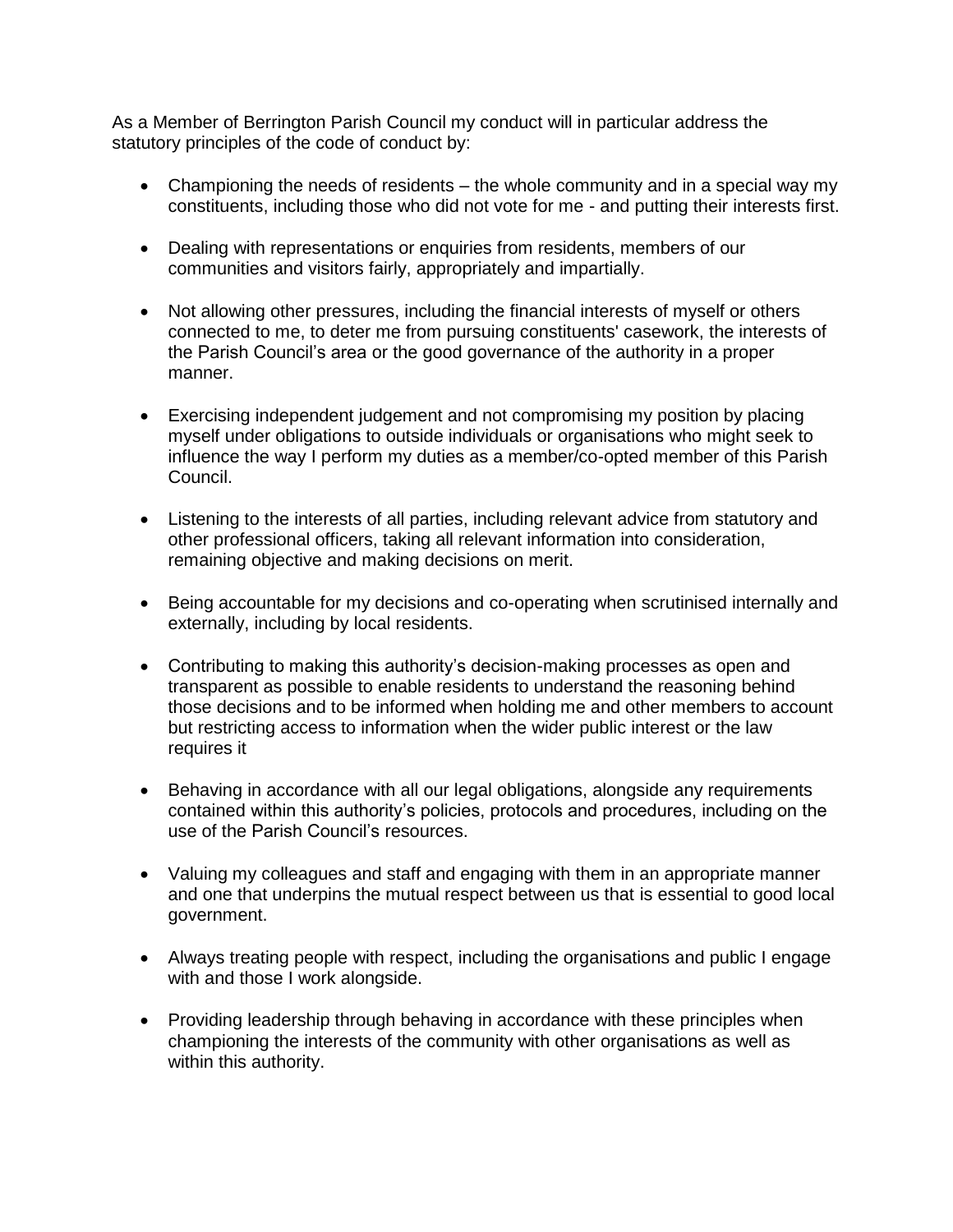As a Member of Berrington Parish Council my conduct will in particular address the statutory principles of the code of conduct by:

- Championing the needs of residents – the whole community and in a special way my constituents, including those who did not vote for me - and putting their interests first.
- Dealing with representations or enquiries from residents, members of our communities and visitors fairly, appropriately and impartially.
- Not allowing other pressures, including the financial interests of myself or others connected to me, to deter me from pursuing constituents' casework, the interests of the Parish Council's area or the good governance of the authority in a proper manner.
- Exercising independent judgement and not compromising my position by placing myself under obligations to outside individuals or organisations who might seek to influence the way I perform my duties as a member/co-opted member of this Parish Council.
- Listening to the interests of all parties, including relevant advice from statutory and other professional officers, taking all relevant information into consideration, remaining objective and making decisions on merit.
- Being accountable for my decisions and co-operating when scrutinised internally and externally, including by local residents.
- Contributing to making this authority's decision-making processes as open and transparent as possible to enable residents to understand the reasoning behind those decisions and to be informed when holding me and other members to account but restricting access to information when the wider public interest or the law requires it
- Behaving in accordance with all our legal obligations, alongside any requirements contained within this authority's policies, protocols and procedures, including on the use of the Parish Council's resources.
- Valuing my colleagues and staff and engaging with them in an appropriate manner and one that underpins the mutual respect between us that is essential to good local government.
- Always treating people with respect, including the organisations and public I engage with and those I work alongside.
- Providing leadership through behaving in accordance with these principles when championing the interests of the community with other organisations as well as within this authority.